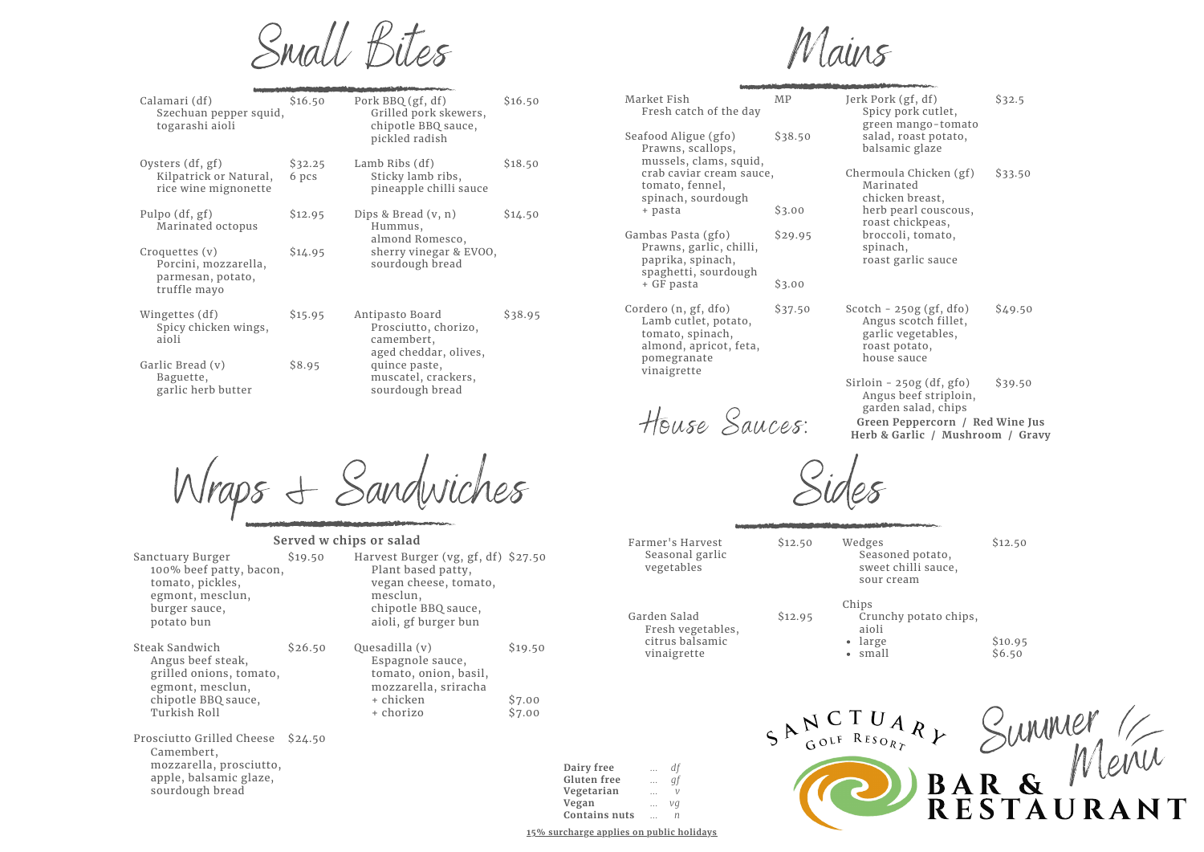# Small Bites

**Calamari (df)** — $16.50
Szechuan pepper squid, togarashi aioli

**Oysters (df, gf)** — $32.25 6 pcs
Kilpatrick or Natural, rice wine mignonette

**Pulpo (df, gf)** — $12.95
Marinated octopus

**Croquettes (v)** — $14.95
Porcini, mozzarella, parmesan, potato, truffle mayo

**Wingettes (df)** — $15.95
Spicy chicken wings, aioli

**Garlic Bread (v)** — $8.95
Baguette, garlic herb butter

**Pork BBQ (gf, df)** — $16.50
Grilled pork skewers, chipotle BBQ sauce, pickled radish

**Lamb Ribs (df)** — $18.50
Sticky lamb ribs, pineapple chilli sauce

**Dips & Bread (v, n)** — $14.50
Hummus, almond Romesco, sherry vinegar & EVOO, sourdough bread

**Antipasto Board** — $38.95
Prosciutto, chorizo, camembert, aged cheddar, olives, quince paste, muscatel, crackers, sourdough bread

# Wraps & Sandwiches

**Served w chips or salad**

**Sanctuary Burger** — $19.50
100% beef patty, bacon, tomato, pickles, egmont, mesclun, burger sauce, potato bun

**Steak Sandwich** — $26.50
Angus beef steak, grilled onions, tomato, egmont, mesclun, chipotle BBQ sauce, Turkish Roll

**Prosciutto Grilled Cheese** — $24.50
Camembert, mozzarella, prosciutto, apple, balsamic glaze, sourdough bread

**Harvest Burger (vg, gf, df)** — $27.50
Plant based patty, vegan cheese, tomato, mesclun, chipotle BBQ sauce, aioli, gf burger bun

**Quesadilla (v)** — $19.50
Espagnole sauce, tomato, onion, basil, mozzarella, sriracha
+ chicken — $7.00
+ chorizo — $7.00

# Mains

**Market Fish** — MP
Fresh catch of the day

**Seafood Aligue (gfo)** — $38.50
Prawns, scallops, mussels, clams, squid, crab caviar cream sauce, tomato, fennel, spinach, sourdough
+ pasta — $3.00

**Gambas Pasta (gfo)** — $29.95
Prawns, garlic, chilli, paprika, spinach, spaghetti, sourdough
+ GF pasta — $3.00

**Cordero (n, gf, dfo)** — $37.50
Lamb cutlet, potato, tomato, spinach, almond, apricot, feta, pomegranate vinaigrette

**Jerk Pork (gf, df)** — $32.5
Spicy pork cutlet, green mango-tomato salad, roast potato, balsamic glaze

**Chermoula Chicken (gf)** — $33.50
Marinated chicken breast, herb pearl couscous, roast chickpeas, broccoli, tomato, spinach, roast garlic sauce

**Scotch - 250g (gf, dfo)** — $49.50
Angus scotch fillet, garlic vegetables, roast potato, house sauce

**Sirloin - 250g (df, gfo)** — $39.50
Angus beef striploin, garden salad, chips

## House Sauces:

**Green Peppercorn / Red Wine Jus**
**Herb & Garlic / Mushroom / Gravy**

# Sides

**Farmer's Harvest** — $12.50
Seasonal garlic vegetables

**Garden Salad** — $12.95
Fresh vegetables, citrus balsamic vinaigrette

**Wedges** — $12.50
Seasoned potato, sweet chilli sauce, sour cream

**Chips**
Crunchy potato chips, aioli
- large — $10.95
- small — $6.50

| | |
|---|---|
| **Dairy free** | ... df |
| **Gluten free** | ... gf |
| **Vegetarian** | ... v |
| **Vegan** | ... vg |
| **Contains nuts** | ... n |

**15% surcharge applies on public holidays**

SANCTUARY GOLF RESORT

**BAR & RESTAURANT**

Summer Menu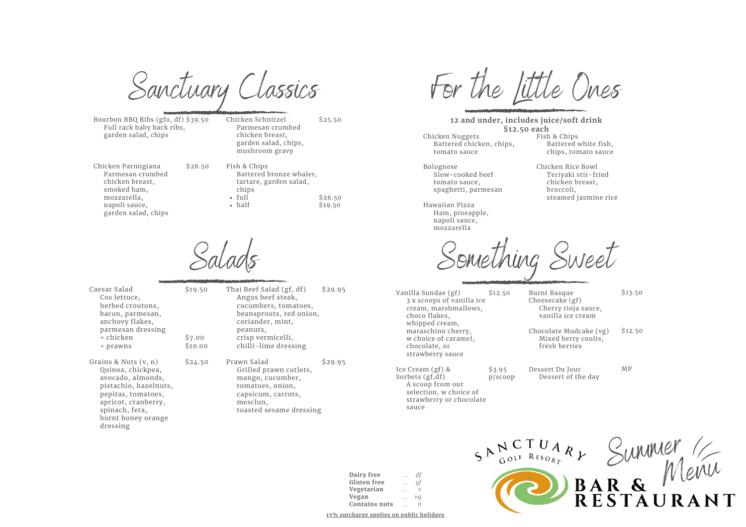## Sanctuary Classics

**Bourbon BBQ Ribs (gfo, df)** $39.50
Full rack baby back ribs, garden salad, chips

**Chicken Schnitzel** $25.50
Parmesan crumbed chicken breast, garden salad, chips, mushroom gravy

**Chicken Parmigiana** $26.50
Parmesan crumbed chicken breast, smoked ham, mozzarella, napoli sauce, garden salad, chips

**Fish & Chips**
Battered bronze whaler, tartare, garden salad, chips
- full $26.50
- half $19.50

## Salads

**Caesar Salad** $19.50
Cos lettuce, herbed croutons, bacon, parmesan, anchovy flakes, parmesan dressing
+ chicken $7.00
+ prawns $10.00

**Thai Beef Salad (gf, df)** $29.95
Angus beef steak, cucumbers, tomatoes, beansprouts, red onion, coriander, mint, peanuts, crisp vermicelli, chilli-lime dressing

**Grains & Nuts (v, n)** $24.50
Quinoa, chickpea, avocado, almonds, pistachio, hazelnuts, pepitas, tomatoes, apricot, cranberry, spinach, feta, burnt honey orange dressing

**Prawn Salad** $29.95
Grilled prawn cutlets, mango, cucumber, tomatoes, onion, capsicum, carrots, mesclun, toasted sesame dressing

## For the Little Ones

**12 and under, includes juice/soft drink**
**$12.50 each**

**Chicken Nuggets**
Battered chicken, chips, tomato sauce

**Fish & Chips**
Battered white fish, chips, tomato sauce

**Bolognese**
Slow-cooked beef tomato sauce, spaghetti, parmesan

**Chicken Rice Bowl**
Teriyaki stir-fried chicken breast, broccoli, steamed jasmine rice

**Hawaiian Pizza**
Ham, pineapple, napoli sauce, mozzarella

## Something Sweet

**Vanilla Sundae (gf)** $12.50
3 x scoops of vanilla ice cream, marshmallows, choco flakes, whipped cream, maraschino cherry, w choice of caramel, chocolate, or strawberry sauce

**Burnt Basque Cheesecake (gf)** $13.50
Cherry rioja sauce, vanilla ice cream

**Chocolate Mudcake (vg)** $12.50
Mixed berry coulis, fresh berries

**Ice Cream (gf) & Sorbets (gf,df)** $3.95 p/scoop
A scoop from our selection, w choice of strawberry or chocolate sauce

**Dessert Du Jour** MP
Dessert of the day

| | | |
|---|---|---|
| **Dairy free** | ... | df |
| **Gluten free** | ... | gf |
| **Vegetarian** | ... | v |
| **Vegan** | ... | vg |
| **Contains nuts** | ... | n |

15% surcharge applies on public holidays

SANCTUARY GOLF RESORT
BAR & RESTAURANT
Summer Menu